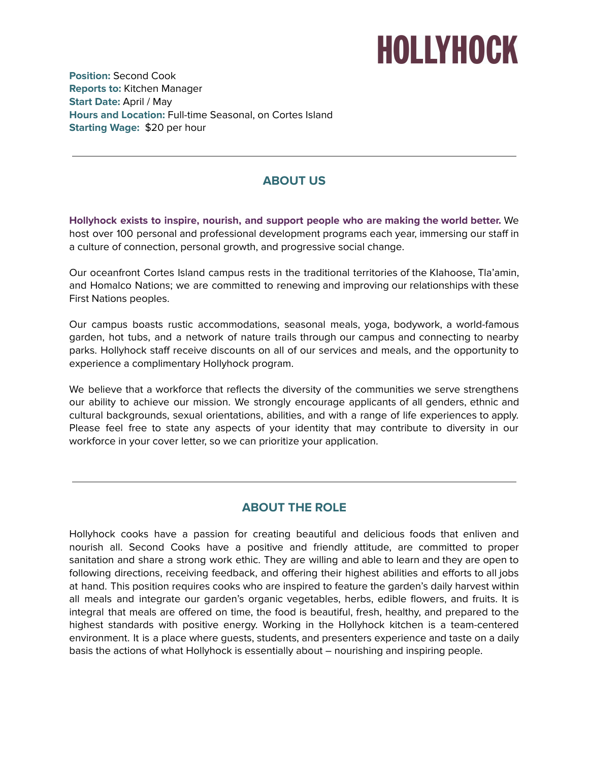# HOLLYHOCK

**Position:** Second Cook
**Reports to:** Kitchen Manager
**Start Date:** April / May
**Hours and Location:** Full-time Seasonal, on Cortes Island
**Starting Wage:** $20 per hour

---

## ABOUT US

**Hollyhock exists to inspire, nourish, and support people who are making the world better.** We host over 100 personal and professional development programs each year, immersing our staff in a culture of connection, personal growth, and progressive social change.

Our oceanfront Cortes Island campus rests in the traditional territories of the Klahoose, Tla'amin, and Homalco Nations; we are committed to renewing and improving our relationships with these First Nations peoples.

Our campus boasts rustic accommodations, seasonal meals, yoga, bodywork, a world-famous garden, hot tubs, and a network of nature trails through our campus and connecting to nearby parks. Hollyhock staff receive discounts on all of our services and meals, and the opportunity to experience a complimentary Hollyhock program.

We believe that a workforce that reflects the diversity of the communities we serve strengthens our ability to achieve our mission. We strongly encourage applicants of all genders, ethnic and cultural backgrounds, sexual orientations, abilities, and with a range of life experiences to apply. Please feel free to state any aspects of your identity that may contribute to diversity in our workforce in your cover letter, so we can prioritize your application.

---

## ABOUT THE ROLE

Hollyhock cooks have a passion for creating beautiful and delicious foods that enliven and nourish all. Second Cooks have a positive and friendly attitude, are committed to proper sanitation and share a strong work ethic. They are willing and able to learn and they are open to following directions, receiving feedback, and offering their highest abilities and efforts to all jobs at hand. This position requires cooks who are inspired to feature the garden's daily harvest within all meals and integrate our garden's organic vegetables, herbs, edible flowers, and fruits. It is integral that meals are offered on time, the food is beautiful, fresh, healthy, and prepared to the highest standards with positive energy. Working in the Hollyhock kitchen is a team-centered environment. It is a place where guests, students, and presenters experience and taste on a daily basis the actions of what Hollyhock is essentially about – nourishing and inspiring people.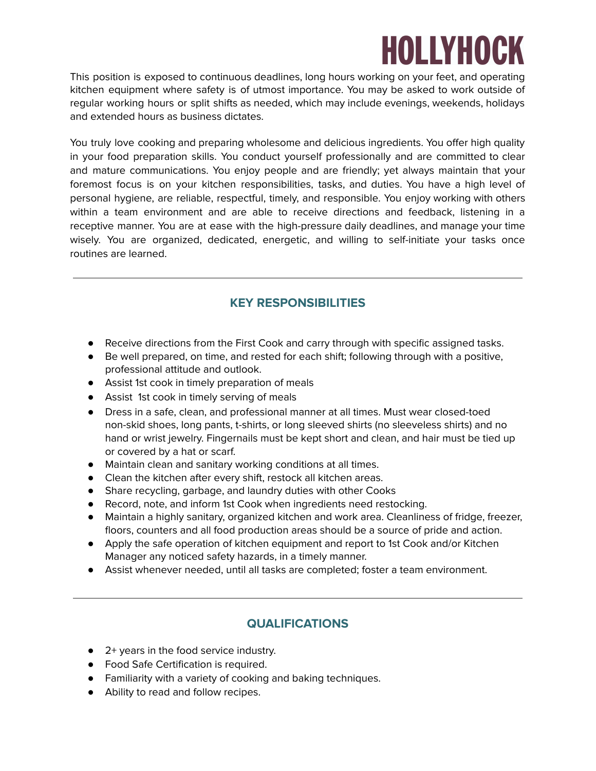This position is exposed to continuous deadlines, long hours working on your feet, and operating kitchen equipment where safety is of utmost importance. You may be asked to work outside of regular working hours or split shifts as needed, which may include evenings, weekends, holidays and extended hours as business dictates.

You truly love cooking and preparing wholesome and delicious ingredients. You offer high quality in your food preparation skills. You conduct yourself professionally and are committed to clear and mature communications. You enjoy people and are friendly; yet always maintain that your foremost focus is on your kitchen responsibilities, tasks, and duties. You have a high level of personal hygiene, are reliable, respectful, timely, and responsible. You enjoy working with others within a team environment and are able to receive directions and feedback, listening in a receptive manner. You are at ease with the high-pressure daily deadlines, and manage your time wisely. You are organized, dedicated, energetic, and willing to self-initiate your tasks once routines are learned.

---

## KEY RESPONSIBILITIES

- Receive directions from the First Cook and carry through with specific assigned tasks.
- Be well prepared, on time, and rested for each shift; following through with a positive, professional attitude and outlook.
- Assist 1st cook in timely preparation of meals
- Assist 1st cook in timely serving of meals
- Dress in a safe, clean, and professional manner at all times. Must wear closed-toed non-skid shoes, long pants, t-shirts, or long sleeved shirts (no sleeveless shirts) and no hand or wrist jewelry. Fingernails must be kept short and clean, and hair must be tied up or covered by a hat or scarf.
- Maintain clean and sanitary working conditions at all times.
- Clean the kitchen after every shift, restock all kitchen areas.
- Share recycling, garbage, and laundry duties with other Cooks
- Record, note, and inform 1st Cook when ingredients need restocking.
- Maintain a highly sanitary, organized kitchen and work area. Cleanliness of fridge, freezer, floors, counters and all food production areas should be a source of pride and action.
- Apply the safe operation of kitchen equipment and report to 1st Cook and/or Kitchen Manager any noticed safety hazards, in a timely manner.
- Assist whenever needed, until all tasks are completed; foster a team environment.

---

## QUALIFICATIONS

- 2+ years in the food service industry.
- Food Safe Certification is required.
- Familiarity with a variety of cooking and baking techniques.
- Ability to read and follow recipes.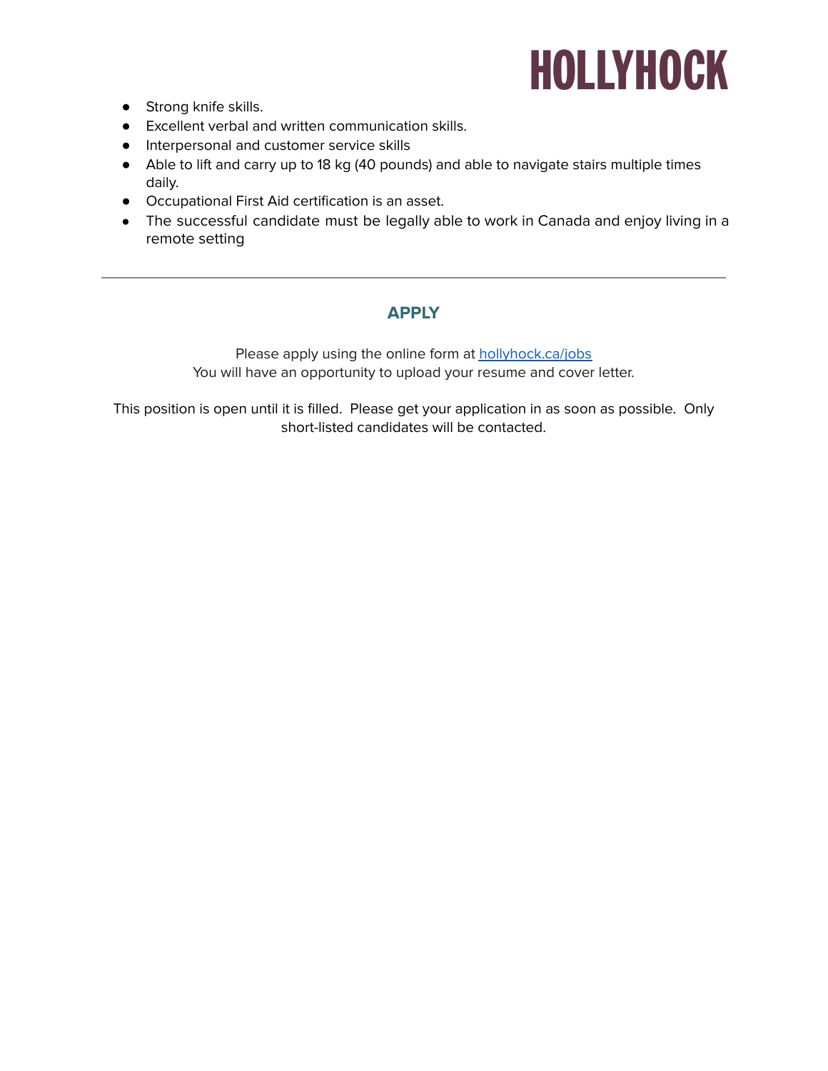- Strong knife skills.
- Excellent verbal and written communication skills.
- Interpersonal and customer service skills
- Able to lift and carry up to 18 kg (40 pounds) and able to navigate stairs multiple times daily.
- Occupational First Aid certification is an asset.
- The successful candidate must be legally able to work in Canada and enjoy living in a remote setting

---

## APPLY

Please apply using the online form at [hollyhock.ca/jobs](hollyhock.ca/jobs)
You will have an opportunity to upload your resume and cover letter.

This position is open until it is filled. Please get your application in as soon as possible. Only short-listed candidates will be contacted.